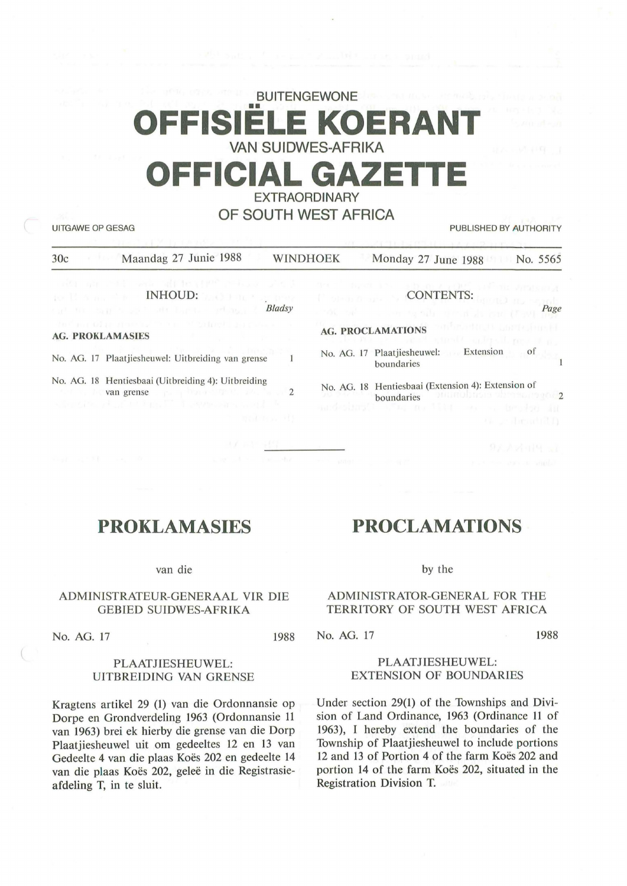BUITENGEWONE

# OFFISIËLE KOERANT

VAN SUIDWES-AFRIKA

# OFFICIAL GAZETTE

EXTRAORDINARY

OF SOUTH WEST AFRICA

UITGAWE OP GESAG — PUBLISHED BY AUTHORITY

30c — Maandag 27 Junie 1988 — WINDHOEK — Monday 27 June 1988 — No. 5565

**INHOUD:**

| | Bladsy |
|---|---|
| **AG. PROKLAMASIES** | |
| No. AG. 17 Plaatjiesheuwel: Uitbreiding van grense | 1 |
| No. AG. 18 Hentiesbaai (Uitbreiding 4): Uitbreiding van grense | 2 |

**CONTENTS:**

| | Page |
|---|---|
| **AG. PROCLAMATIONS** | |
| No. AG. 17 Plaatjiesheuwel: Extension of boundaries | 1 |
| No. AG. 18 Hentiesbaai (Extension 4): Extension of boundaries | 2 |

## PROKLAMASIES

van die

ADMINISTRATEUR-GENERAAL VIR DIE GEBIED SUIDWES-AFRIKA

No. AG. 17 — 1988

PLAATJIESHEUWEL: UITBREIDING VAN GRENSE

Kragtens artikel 29 (1) van die Ordonnansie op Dorpe en Grondverdeling 1963 (Ordonnansie 11 van 1963) brei ek hierby die grense van die Dorp Plaatjiesheuwel uit om gedeeltes 12 en 13 van Gedeelte 4 van die plaas Koës 202 en gedeelte 14 van die plaas Koës 202, geleë in die Registrasie-afdeling T, in te sluit.

## PROCLAMATIONS

by the

ADMINISTRATOR-GENERAL FOR THE TERRITORY OF SOUTH WEST AFRICA

No. AG. 17 — 1988

PLAATJIESHEUWEL: EXTENSION OF BOUNDARIES

Under section 29(1) of the Townships and Division of Land Ordinance, 1963 (Ordinance 11 of 1963), I hereby extend the boundaries of the Township of Plaatjiesheuwel to include portions 12 and 13 of Portion 4 of the farm Koës 202 and portion 14 of the farm Koës 202, situated in the Registration Division T.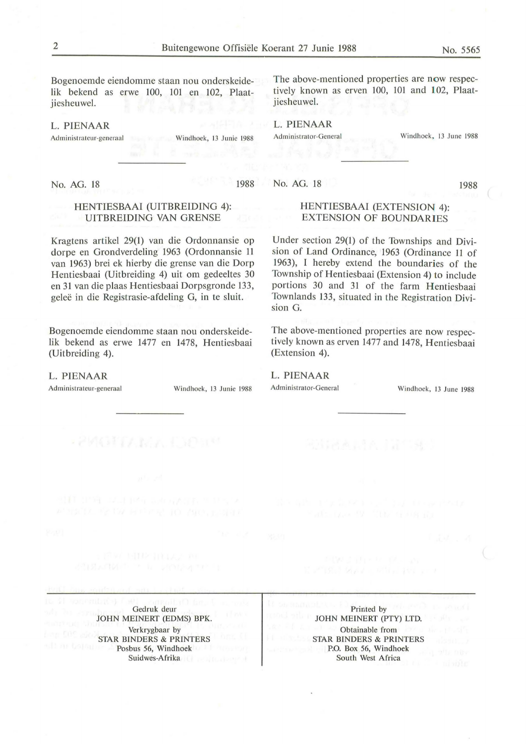Bogenoemde eiendomme staan nou onderskeidelik bekend as erwe 100, 101 en 102, Plaatjiesheuwel.

L. PIENAAR

Administrateur-generaal — Windhoek, 13 Junie 1988

The above-mentioned properties are now respectively known as erven 100, 101 and 102, Plaatjiesheuwel.

L. PIENAAR

Administrator-General — Windhoek, 13 June 1988

---

No. AG. 18 — 1988

## HENTIESBAAI (UITBREIDING 4): UITBREIDING VAN GRENSE

Kragtens artikel 29(1) van die Ordonnansie op dorpe en Grondverdeling 1963 (Ordonnansie 11 van 1963) brei ek hierby die grense van die Dorp Hentiesbaai (Uitbreiding 4) uit om gedeeltes 30 en 31 van die plaas Hentiesbaai Dorpsgronde 133, geleë in die Registrasie-afdeling G, in te sluit.

Bogenoemde eiendomme staan nou onderskeidelik bekend as erwe 1477 en 1478, Hentiesbaai (Uitbreiding 4).

L. PIENAAR

Administrateur-generaal — Windhoek, 13 Junie 1988

No. AG. 18 — 1988

## HENTIESBAAI (EXTENSION 4): EXTENSION OF BOUNDARIES

Under section 29(1) of the Townships and Division of Land Ordinance, 1963 (Ordinance 11 of 1963), I hereby extend the boundaries of the Township of Hentiesbaai (Extension 4) to include portions 30 and 31 of the farm Hentiesbaai Townlands 133, situated in the Registration Division G.

The above-mentioned properties are now respectively known as erven 1477 and 1478, Hentiesbaai (Extension 4).

L. PIENAAR

Administrator-General — Windhoek, 13 June 1988

---

Gedruk deur
JOHN MEINERT (EDMS) BPK.
Verkrygbaar by
STAR BINDERS & PRINTERS
Posbus 56, Windhoek
Suidwes-Afrika

Printed by
JOHN MEINERT (PTY) LTD.
Obtainable from
STAR BINDERS & PRINTERS
P.O. Box 56, Windhoek
South West Africa